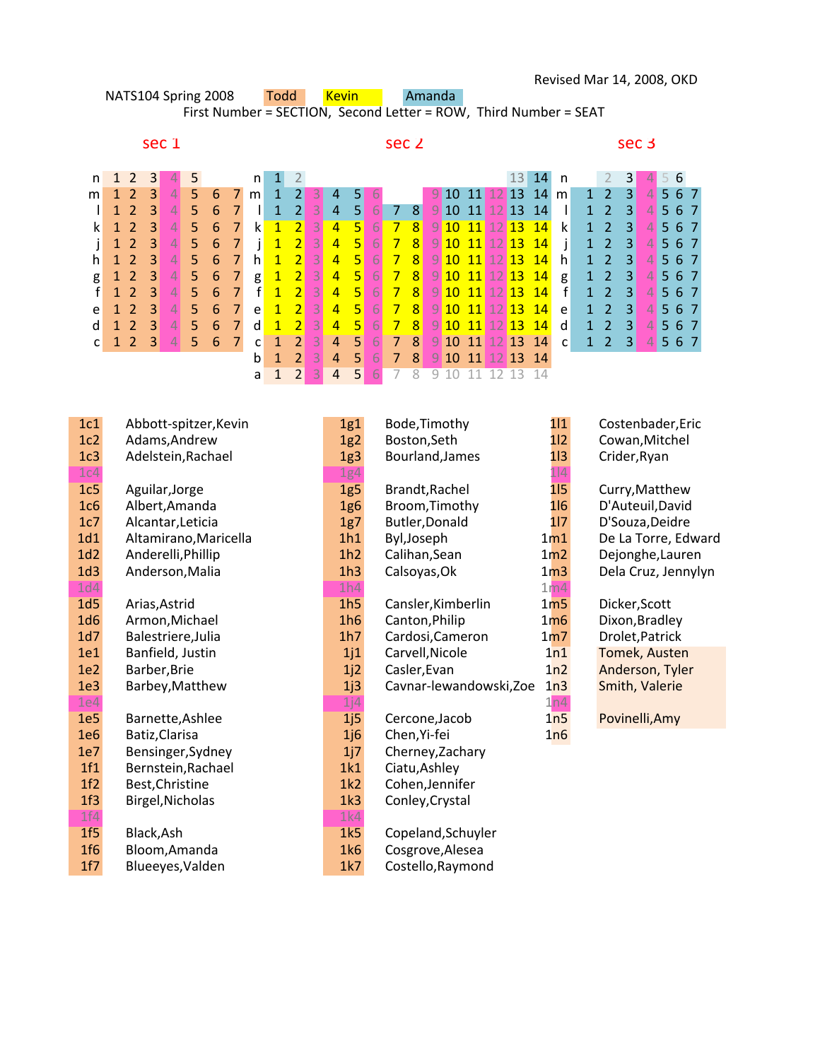Revised Mar 14, 2008, OKD

NATS104 Spring 2008 — Todd — Kevin — Amanda

First Number = SECTION, Second Letter = ROW, Third Number = SEAT

## sec 1

| Row | | | | | | | |
|---|---|---|---|---|---|---|---|
| n | 1 | 2 | 3 | 4 | 5 | | |
| m | 1 | 2 | 3 | 4 | 5 | 6 | 7 |
| l | 1 | 2 | 3 | 4 | 5 | 6 | 7 |
| k | 1 | 2 | 3 | 4 | 5 | 6 | 7 |
| j | 1 | 2 | 3 | 4 | 5 | 6 | 7 |
| h | 1 | 2 | 3 | 4 | 5 | 6 | 7 |
| g | 1 | 2 | 3 | 4 | 5 | 6 | 7 |
| f | 1 | 2 | 3 | 4 | 5 | 6 | 7 |
| e | 1 | 2 | 3 | 4 | 5 | 6 | 7 |
| d | 1 | 2 | 3 | 4 | 5 | 6 | 7 |
| c | 1 | 2 | 3 | 4 | 5 | 6 | 7 |

## sec 2

| Row | | | | | | | | | | | | | | |
|---|---|---|---|---|---|---|---|---|---|---|---|---|---|---|
| n | 1 | 2 | | | | | | | | | | | 13 | 14 |
| m | 1 | 2 | 3 | 4 | 5 | 6 | | | 9 | 10 | 11 | 12 | 13 | 14 |
| l | 1 | 2 | 3 | 4 | 5 | 6 | 7 | 8 | 9 | 10 | 11 | 12 | 13 | 14 |
| k | 1 | 2 | 3 | 4 | 5 | 6 | 7 | 8 | 9 | 10 | 11 | 12 | 13 | 14 |
| j | 1 | 2 | 3 | 4 | 5 | 6 | 7 | 8 | 9 | 10 | 11 | 12 | 13 | 14 |
| h | 1 | 2 | 3 | 4 | 5 | 6 | 7 | 8 | 9 | 10 | 11 | 12 | 13 | 14 |
| g | 1 | 2 | 3 | 4 | 5 | 6 | 7 | 8 | 9 | 10 | 11 | 12 | 13 | 14 |
| f | 1 | 2 | 3 | 4 | 5 | 6 | 7 | 8 | 9 | 10 | 11 | 12 | 13 | 14 |
| e | 1 | 2 | 3 | 4 | 5 | 6 | 7 | 8 | 9 | 10 | 11 | 12 | 13 | 14 |
| d | 1 | 2 | 3 | 4 | 5 | 6 | 7 | 8 | 9 | 10 | 11 | 12 | 13 | 14 |
| c | 1 | 2 | 3 | 4 | 5 | 6 | 7 | 8 | 9 | 10 | 11 | 12 | 13 | 14 |
| b | 1 | 2 | 3 | 4 | 5 | 6 | 7 | 8 | 9 | 10 | 11 | 12 | 13 | 14 |
| a | 1 | 2 | 3 | 4 | 5 | 6 | 7 | 8 | 9 | 10 | 11 | 12 | 13 | 14 |

## sec 3

| Row | | | | | | | |
|---|---|---|---|---|---|---|---|
| n | | 2 | 3 | 4 | 5 | 6 | |
| m | 1 | 2 | 3 | 4 | 5 | 6 | 7 |
| l | 1 | 2 | 3 | 4 | 5 | 6 | 7 |
| k | 1 | 2 | 3 | 4 | 5 | 6 | 7 |
| j | 1 | 2 | 3 | 4 | 5 | 6 | 7 |
| h | 1 | 2 | 3 | 4 | 5 | 6 | 7 |
| g | 1 | 2 | 3 | 4 | 5 | 6 | 7 |
| f | 1 | 2 | 3 | 4 | 5 | 6 | 7 |
| e | 1 | 2 | 3 | 4 | 5 | 6 | 7 |
| d | 1 | 2 | 3 | 4 | 5 | 6 | 7 |
| c | 1 | 2 | 3 | 4 | 5 | 6 | 7 |

| Seat | Name |
|---|---|
| 1c1 | Abbott-spitzer,Kevin |
| 1c2 | Adams,Andrew |
| 1c3 | Adelstein,Rachael |
| 1c4 | |
| 1c5 | Aguilar,Jorge |
| 1c6 | Albert,Amanda |
| 1c7 | Alcantar,Leticia |
| 1d1 | Altamirano,Maricella |
| 1d2 | Anderelli,Phillip |
| 1d3 | Anderson,Malia |
| 1d4 | |
| 1d5 | Arias,Astrid |
| 1d6 | Armon,Michael |
| 1d7 | Balestriere,Julia |
| 1e1 | Banfield, Justin |
| 1e2 | Barber,Brie |
| 1e3 | Barbey,Matthew |
| 1e4 | |
| 1e5 | Barnette,Ashlee |
| 1e6 | Batiz,Clarisa |
| 1e7 | Bensinger,Sydney |
| 1f1 | Bernstein,Rachael |
| 1f2 | Best,Christine |
| 1f3 | Birgel,Nicholas |
| 1f4 | |
| 1f5 | Black,Ash |
| 1f6 | Bloom,Amanda |
| 1f7 | Blueeyes,Valden |
| 1g1 | Bode,Timothy |
| 1g2 | Boston,Seth |
| 1g3 | Bourland,James |
| 1g4 | |
| 1g5 | Brandt,Rachel |
| 1g6 | Broom,Timothy |
| 1g7 | Butler,Donald |
| 1h1 | Byl,Joseph |
| 1h2 | Calihan,Sean |
| 1h3 | Calsoyas,Ok |
| 1h4 | |
| 1h5 | Cansler,Kimberlin |
| 1h6 | Canton,Philip |
| 1h7 | Cardosi,Cameron |
| 1j1 | Carvell,Nicole |
| 1j2 | Casler,Evan |
| 1j3 | Cavnar-lewandowski,Zoe |
| 1j4 | |
| 1j5 | Cercone,Jacob |
| 1j6 | Chen,Yi-fei |
| 1j7 | Cherney,Zachary |
| 1k1 | Ciatu,Ashley |
| 1k2 | Cohen,Jennifer |
| 1k3 | Conley,Crystal |
| 1k4 | |
| 1k5 | Copeland,Schuyler |
| 1k6 | Cosgrove,Alesea |
| 1k7 | Costello,Raymond |
| 1l1 | Costenbader,Eric |
| 1l2 | Cowan,Mitchel |
| 1l3 | Crider,Ryan |
| 1l4 | |
| 1l5 | Curry,Matthew |
| 1l6 | D'Auteuil,David |
| 1l7 | D'Souza,Deidre |
| 1m1 | De La Torre, Edward |
| 1m2 | Dejonghe,Lauren |
| 1m3 | Dela Cruz, Jennylyn |
| 1m4 | |
| 1m5 | Dicker,Scott |
| 1m6 | Dixon,Bradley |
| 1m7 | Drolet,Patrick |
| 1n1 | Tomek, Austen |
| 1n2 | Anderson, Tyler |
| 1n3 | Smith, Valerie |
| 1n4 | |
| 1n5 | Povinelli,Amy |
| 1n6 | |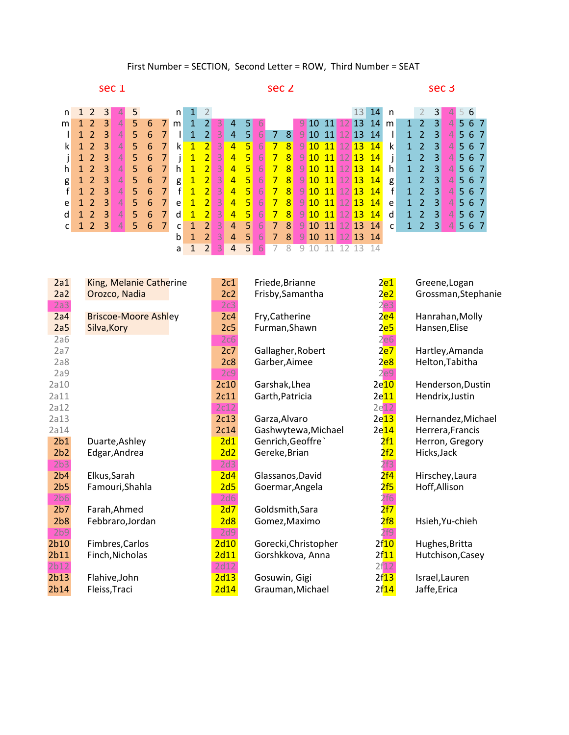First Number = SECTION, Second Letter = ROW, Third Number = SEAT

| | sec 1 | | | | | | | | sec 2 | | | | | | | | | | | | | | | | sec 3 | | | | | | |
|---|---|---|---|---|---|---|---|---|---|---|---|---|---|---|---|---|---|---|---|---|---|---|---|---|---|---|---|---|---|---|---|
| n | 1 | 2 | 3 | 4 | 5 | | | n | 1 | 2 | | | | | | | | | | | | 13 | 14 | n | | 2 | 3 | 4 | 5 | 6 | |
| m | 1 | 2 | 3 | 4 | 5 | 6 | 7 | m | 1 | 2 | 3 | 4 | 5 | 6 | | | 9 | 10 | 11 | 12 | 13 | 14 | | m | 1 | 2 | 3 | 4 | 5 | 6 | 7 |
| l | 1 | 2 | 3 | 4 | 5 | 6 | 7 | l | 1 | 2 | 3 | 4 | 5 | 6 | 7 | 8 | 9 | 10 | 11 | 12 | 13 | 14 | | l | 1 | 2 | 3 | 4 | 5 | 6 | 7 |
| k | 1 | 2 | 3 | 4 | 5 | 6 | 7 | k | 1 | 2 | 3 | 4 | 5 | 6 | 7 | 8 | 9 | 10 | 11 | 12 | 13 | 14 | | k | 1 | 2 | 3 | 4 | 5 | 6 | 7 |
| j | 1 | 2 | 3 | 4 | 5 | 6 | 7 | j | 1 | 2 | 3 | 4 | 5 | 6 | 7 | 8 | 9 | 10 | 11 | 12 | 13 | 14 | | j | 1 | 2 | 3 | 4 | 5 | 6 | 7 |
| h | 1 | 2 | 3 | 4 | 5 | 6 | 7 | h | 1 | 2 | 3 | 4 | 5 | 6 | 7 | 8 | 9 | 10 | 11 | 12 | 13 | 14 | | h | 1 | 2 | 3 | 4 | 5 | 6 | 7 |
| g | 1 | 2 | 3 | 4 | 5 | 6 | 7 | g | 1 | 2 | 3 | 4 | 5 | 6 | 7 | 8 | 9 | 10 | 11 | 12 | 13 | 14 | | g | 1 | 2 | 3 | 4 | 5 | 6 | 7 |
| f | 1 | 2 | 3 | 4 | 5 | 6 | 7 | f | 1 | 2 | 3 | 4 | 5 | 6 | 7 | 8 | 9 | 10 | 11 | 12 | 13 | 14 | | f | 1 | 2 | 3 | 4 | 5 | 6 | 7 |
| e | 1 | 2 | 3 | 4 | 5 | 6 | 7 | e | 1 | 2 | 3 | 4 | 5 | 6 | 7 | 8 | 9 | 10 | 11 | 12 | 13 | 14 | | e | 1 | 2 | 3 | 4 | 5 | 6 | 7 |
| d | 1 | 2 | 3 | 4 | 5 | 6 | 7 | d | 1 | 2 | 3 | 4 | 5 | 6 | 7 | 8 | 9 | 10 | 11 | 12 | 13 | 14 | | d | 1 | 2 | 3 | 4 | 5 | 6 | 7 |
| c | 1 | 2 | 3 | 4 | 5 | 6 | 7 | c | 1 | 2 | 3 | 4 | 5 | 6 | 7 | 8 | 9 | 10 | 11 | 12 | 13 | 14 | | c | 1 | 2 | 3 | 4 | 5 | 6 | 7 |
| | | | | | | | | b | 1 | 2 | 3 | 4 | 5 | 6 | 7 | 8 | 9 | 10 | 11 | 12 | 13 | 14 | | | | | | | | | |
| | | | | | | | | a | 1 | 2 | 3 | 4 | 5 | 6 | 7 | 8 | 9 | 10 | 11 | 12 | 13 | 14 | | | | | | | | | |

| Seat | Name | Seat | Name | Seat | Name |
|---|---|---|---|---|---|
| 2a1 | King, Melanie Catherine | 2c1 | Friede,Brianne | 2e1 | Greene,Logan |
| 2a2 | Orozco, Nadia | 2c2 | Frisby,Samantha | 2e2 | Grossman,Stephanie |
| 2a3 | | 2c3 | | 2e3 | |
| 2a4 | Briscoe-Moore Ashley | 2c4 | Fry,Catherine | 2e4 | Hanrahan,Molly |
| 2a5 | Silva,Kory | 2c5 | Furman,Shawn | 2e5 | Hansen,Elise |
| 2a6 | | 2c6 | | 2e6 | |
| 2a7 | | 2c7 | Gallagher,Robert | 2e7 | Hartley,Amanda |
| 2a8 | | 2c8 | Garber,Aimee | 2e8 | Helton,Tabitha |
| 2a9 | | 2c9 | | 2e9 | |
| 2a10 | | 2c10 | Garshak,Lhea | 2e10 | Henderson,Dustin |
| 2a11 | | 2c11 | Garth,Patricia | 2e11 | Hendrix,Justin |
| 2a12 | | 2c12 | | 2e12 | |
| 2a13 | | 2c13 | Garza,Alvaro | 2e13 | Hernandez,Michael |
| 2a14 | | 2c14 | Gashwytewa,Michael | 2e14 | Herrera,Francis |
| 2b1 | Duarte,Ashley | 2d1 | Genrich,Geoffre` | 2f1 | Herron, Gregory |
| 2b2 | Edgar,Andrea | 2d2 | Gereke,Brian | 2f2 | Hicks,Jack |
| 2b3 | | 2d3 | | 2f3 | |
| 2b4 | Elkus,Sarah | 2d4 | Glassanos,David | 2f4 | Hirschey,Laura |
| 2b5 | Famouri,Shahla | 2d5 | Goermar,Angela | 2f5 | Hoff,Allison |
| 2b6 | | 2d6 | | 2f6 | |
| 2b7 | Farah,Ahmed | 2d7 | Goldsmith,Sara | 2f7 | |
| 2b8 | Febbraro,Jordan | 2d8 | Gomez,Maximo | 2f8 | Hsieh,Yu-chieh |
| 2b9 | | 2d9 | | 2f9 | |
| 2b10 | Fimbres,Carlos | 2d10 | Gorecki,Christopher | 2f10 | Hughes,Britta |
| 2b11 | Finch,Nicholas | 2d11 | Gorshkkova, Anna | 2f11 | Hutchison,Casey |
| 2b12 | | 2d12 | | 2f12 | |
| 2b13 | Flahive,John | 2d13 | Gosuwin, Gigi | 2f13 | Israel,Lauren |
| 2b14 | Fleiss,Traci | 2d14 | Grauman,Michael | 2f14 | Jaffe,Erica |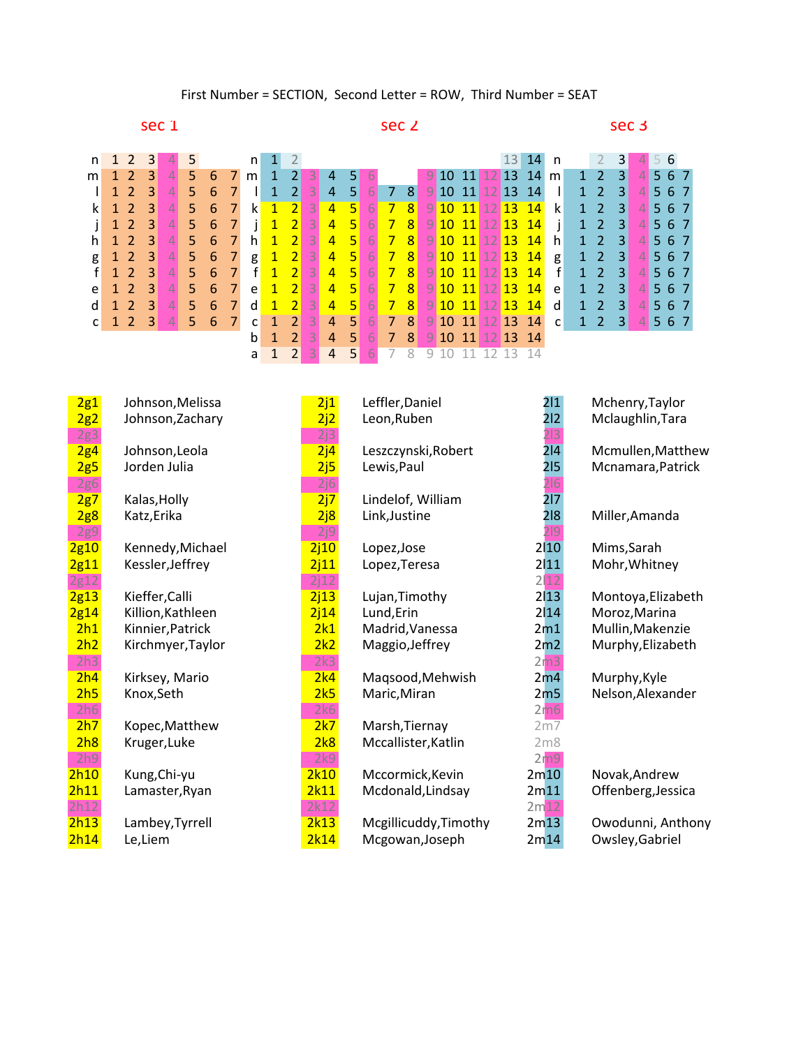First Number = SECTION, Second Letter = ROW, Third Number = SEAT

| | sec 1 | | | | | | | | sec 2 | | | | | | | | | | | | | | | | sec 3 | | | | | | |
|---|---|---|---|---|---|---|---|---|---|---|---|---|---|---|---|---|---|---|---|---|---|---|---|---|---|---|---|---|---|---|---|
| n | 1 | 2 | 3 | 4 | 5 | | | n | 1 | 2 | | | | | | | | | | | 13 | 14 | n | | 2 | 3 | 4 | 5 | 6 | |
| m | 1 | 2 | 3 | 4 | 5 | 6 | 7 | m | 1 | 2 | 3 | 4 | 5 | 6 | | | 9 | 10 | 11 | 12 | 13 | 14 | m | 1 | 2 | 3 | 4 | 5 | 6 | 7 |
| l | 1 | 2 | 3 | 4 | 5 | 6 | 7 | l | 1 | 2 | 3 | 4 | 5 | 6 | 7 | 8 | 9 | 10 | 11 | 12 | 13 | 14 | l | 1 | 2 | 3 | 4 | 5 | 6 | 7 |
| k | 1 | 2 | 3 | 4 | 5 | 6 | 7 | k | 1 | 2 | 3 | 4 | 5 | 6 | 7 | 8 | 9 | 10 | 11 | 12 | 13 | 14 | k | 1 | 2 | 3 | 4 | 5 | 6 | 7 |
| j | 1 | 2 | 3 | 4 | 5 | 6 | 7 | j | 1 | 2 | 3 | 4 | 5 | 6 | 7 | 8 | 9 | 10 | 11 | 12 | 13 | 14 | j | 1 | 2 | 3 | 4 | 5 | 6 | 7 |
| h | 1 | 2 | 3 | 4 | 5 | 6 | 7 | h | 1 | 2 | 3 | 4 | 5 | 6 | 7 | 8 | 9 | 10 | 11 | 12 | 13 | 14 | h | 1 | 2 | 3 | 4 | 5 | 6 | 7 |
| g | 1 | 2 | 3 | 4 | 5 | 6 | 7 | g | 1 | 2 | 3 | 4 | 5 | 6 | 7 | 8 | 9 | 10 | 11 | 12 | 13 | 14 | g | 1 | 2 | 3 | 4 | 5 | 6 | 7 |
| f | 1 | 2 | 3 | 4 | 5 | 6 | 7 | f | 1 | 2 | 3 | 4 | 5 | 6 | 7 | 8 | 9 | 10 | 11 | 12 | 13 | 14 | f | 1 | 2 | 3 | 4 | 5 | 6 | 7 |
| e | 1 | 2 | 3 | 4 | 5 | 6 | 7 | e | 1 | 2 | 3 | 4 | 5 | 6 | 7 | 8 | 9 | 10 | 11 | 12 | 13 | 14 | e | 1 | 2 | 3 | 4 | 5 | 6 | 7 |
| d | 1 | 2 | 3 | 4 | 5 | 6 | 7 | d | 1 | 2 | 3 | 4 | 5 | 6 | 7 | 8 | 9 | 10 | 11 | 12 | 13 | 14 | d | 1 | 2 | 3 | 4 | 5 | 6 | 7 |
| c | 1 | 2 | 3 | 4 | 5 | 6 | 7 | c | 1 | 2 | 3 | 4 | 5 | 6 | 7 | 8 | 9 | 10 | 11 | 12 | 13 | 14 | c | 1 | 2 | 3 | 4 | 5 | 6 | 7 |
| | | | | | | | | b | 1 | 2 | 3 | 4 | 5 | 6 | 7 | 8 | 9 | 10 | 11 | 12 | 13 | 14 | | | | | | | | |
| | | | | | | | | a | 1 | 2 | 3 | 4 | 5 | 6 | 7 | 8 | 9 | 10 | 11 | 12 | 13 | 14 | | | | | | | | |

| Seat | Name | Seat | Name | Seat | Name |
|---|---|---|---|---|---|
| 2g1 | Johnson,Melissa | 2j1 | Leffler,Daniel | 2l1 | Mchenry,Taylor |
| 2g2 | Johnson,Zachary | 2j2 | Leon,Ruben | 2l2 | Mclaughlin,Tara |
| 2g3 | | 2j3 | | 2l3 | |
| 2g4 | Johnson,Leola | 2j4 | Leszczynski,Robert | 2l4 | Mcmullen,Matthew |
| 2g5 | Jorden Julia | 2j5 | Lewis,Paul | 2l5 | Mcnamara,Patrick |
| 2g6 | | 2j6 | | 2l6 | |
| 2g7 | Kalas,Holly | 2j7 | Lindelof, William | 2l7 | |
| 2g8 | Katz,Erika | 2j8 | Link,Justine | 2l8 | Miller,Amanda |
| 2g9 | | 2j9 | | 2l9 | |
| 2g10 | Kennedy,Michael | 2j10 | Lopez,Jose | 2l10 | Mims,Sarah |
| 2g11 | Kessler,Jeffrey | 2j11 | Lopez,Teresa | 2l11 | Mohr,Whitney |
| 2g12 | | 2j12 | | 2l12 | |
| 2g13 | Kieffer,Calli | 2j13 | Lujan,Timothy | 2l13 | Montoya,Elizabeth |
| 2g14 | Killion,Kathleen | 2j14 | Lund,Erin | 2l14 | Moroz,Marina |
| 2h1 | Kinnier,Patrick | 2k1 | Madrid,Vanessa | 2m1 | Mullin,Makenzie |
| 2h2 | Kirchmyer,Taylor | 2k2 | Maggio,Jeffrey | 2m2 | Murphy,Elizabeth |
| 2h3 | | 2k3 | | 2m3 | |
| 2h4 | Kirksey, Mario | 2k4 | Maqsood,Mehwish | 2m4 | Murphy,Kyle |
| 2h5 | Knox,Seth | 2k5 | Maric,Miran | 2m5 | Nelson,Alexander |
| 2h6 | | 2k6 | | 2m6 | |
| 2h7 | Kopec,Matthew | 2k7 | Marsh,Tiernay | 2m7 | |
| 2h8 | Kruger,Luke | 2k8 | Mccallister,Katlin | 2m8 | |
| 2h9 | | 2k9 | | 2m9 | |
| 2h10 | Kung,Chi-yu | 2k10 | Mccormick,Kevin | 2m10 | Novak,Andrew |
| 2h11 | Lamaster,Ryan | 2k11 | Mcdonald,Lindsay | 2m11 | Offenberg,Jessica |
| 2h12 | | 2k12 | | 2m12 | |
| 2h13 | Lambey,Tyrrell | 2k13 | Mcgillicuddy,Timothy | 2m13 | Owodunni, Anthony |
| 2h14 | Le,Liem | 2k14 | Mcgowan,Joseph | 2m14 | Owsley,Gabriel |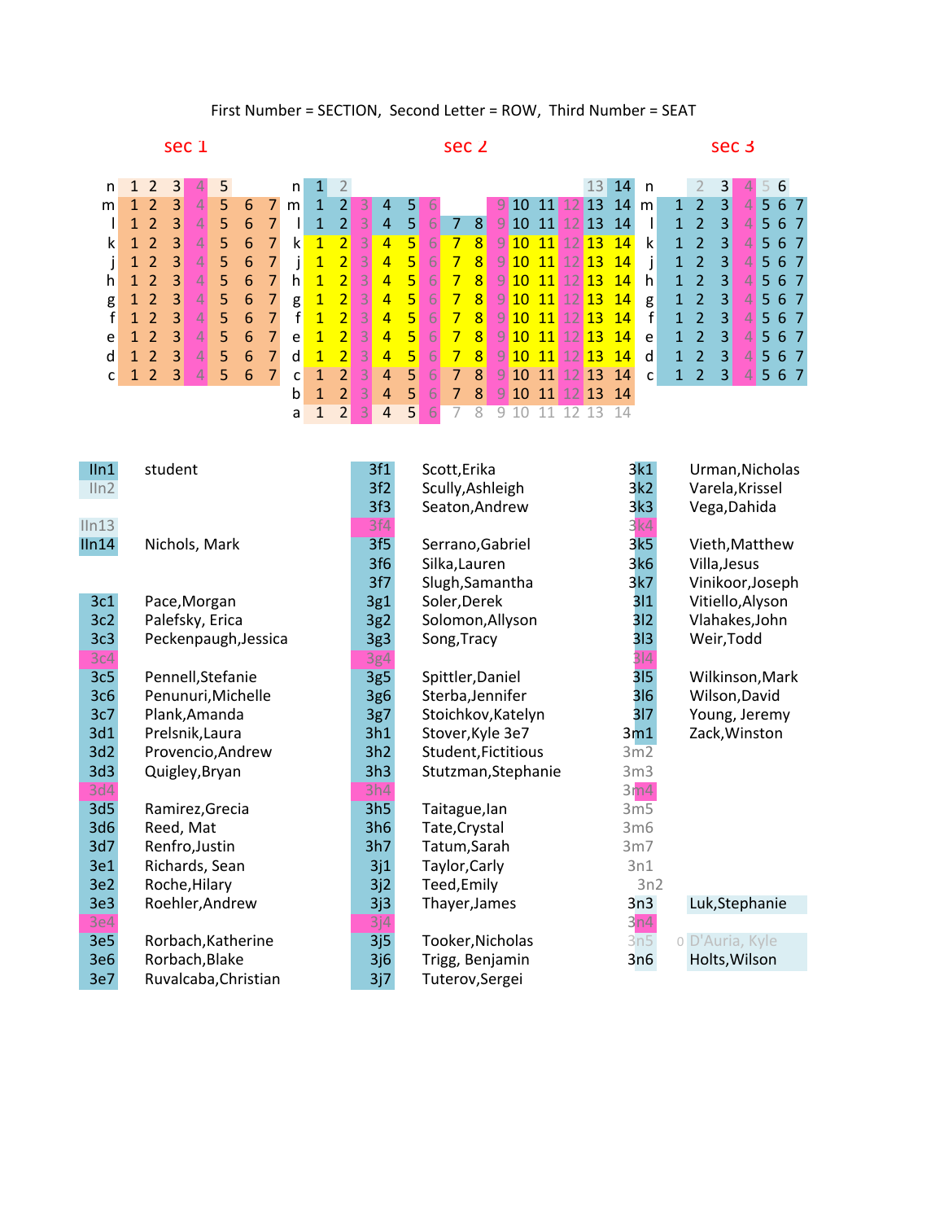First Number = SECTION, Second Letter = ROW, Third Number = SEAT

| | | | | | | | | | | | | | | | | | | | | | | | | | | | | | | | |
|---|---|---|---|---|---|---|---|---|---|---|---|---|---|---|---|---|---|---|---|---|---|---|---|---|---|---|---|---|---|---|---|
| | sec 1 | | | | | | | | sec 2 | | | | | | | | | | | | | | | | sec 3 | | | | | | |
| n | 1 | 2 | 3 | 4 | 5 | | | n | 1 | 2 | | | | | | | | | | | | 13 | 14 | n | | 2 | 3 | 4 | 5 | 6 | |
| m | 1 | 2 | 3 | 4 | 5 | 6 | 7 | m | 1 | 2 | 3 | 4 | 5 | 6 | | | 9 | 10 | 11 | 12 | 13 | 14 | | m | 1 | 2 | 3 | 4 | 5 | 6 | 7 |
| l | 1 | 2 | 3 | 4 | 5 | 6 | 7 | l | 1 | 2 | 3 | 4 | 5 | 6 | 7 | 8 | 9 | 10 | 11 | 12 | 13 | 14 | | l | 1 | 2 | 3 | 4 | 5 | 6 | 7 |
| k | 1 | 2 | 3 | 4 | 5 | 6 | 7 | k | 1 | 2 | 3 | 4 | 5 | 6 | 7 | 8 | 9 | 10 | 11 | 12 | 13 | 14 | | k | 1 | 2 | 3 | 4 | 5 | 6 | 7 |
| j | 1 | 2 | 3 | 4 | 5 | 6 | 7 | j | 1 | 2 | 3 | 4 | 5 | 6 | 7 | 8 | 9 | 10 | 11 | 12 | 13 | 14 | | j | 1 | 2 | 3 | 4 | 5 | 6 | 7 |
| h | 1 | 2 | 3 | 4 | 5 | 6 | 7 | h | 1 | 2 | 3 | 4 | 5 | 6 | 7 | 8 | 9 | 10 | 11 | 12 | 13 | 14 | | h | 1 | 2 | 3 | 4 | 5 | 6 | 7 |
| g | 1 | 2 | 3 | 4 | 5 | 6 | 7 | g | 1 | 2 | 3 | 4 | 5 | 6 | 7 | 8 | 9 | 10 | 11 | 12 | 13 | 14 | | g | 1 | 2 | 3 | 4 | 5 | 6 | 7 |
| f | 1 | 2 | 3 | 4 | 5 | 6 | 7 | f | 1 | 2 | 3 | 4 | 5 | 6 | 7 | 8 | 9 | 10 | 11 | 12 | 13 | 14 | | f | 1 | 2 | 3 | 4 | 5 | 6 | 7 |
| e | 1 | 2 | 3 | 4 | 5 | 6 | 7 | e | 1 | 2 | 3 | 4 | 5 | 6 | 7 | 8 | 9 | 10 | 11 | 12 | 13 | 14 | | e | 1 | 2 | 3 | 4 | 5 | 6 | 7 |
| d | 1 | 2 | 3 | 4 | 5 | 6 | 7 | d | 1 | 2 | 3 | 4 | 5 | 6 | 7 | 8 | 9 | 10 | 11 | 12 | 13 | 14 | | d | 1 | 2 | 3 | 4 | 5 | 6 | 7 |
| c | 1 | 2 | 3 | 4 | 5 | 6 | 7 | c | 1 | 2 | 3 | 4 | 5 | 6 | 7 | 8 | 9 | 10 | 11 | 12 | 13 | 14 | | c | 1 | 2 | 3 | 4 | 5 | 6 | 7 |
| | | | | | | | | b | 1 | 2 | 3 | 4 | 5 | 6 | 7 | 8 | 9 | 10 | 11 | 12 | 13 | 14 | | | | | | | | | |
| | | | | | | | | a | 1 | 2 | 3 | 4 | 5 | 6 | 7 | 8 | 9 | 10 | 11 | 12 | 13 | 14 | | | | | | | | | |

| | | | | | |
|---|---|---|---|---|---|
| IIn1 | student | 3f1 | Scott,Erika | 3k1 | Urman,Nicholas |
| IIn2 | | 3f2 | Scully,Ashleigh | 3k2 | Varela,Krissel |
| | | 3f3 | Seaton,Andrew | 3k3 | Vega,Dahida |
| IIn13 | | 3f4 | | 3k4 | |
| IIn14 | Nichols, Mark | 3f5 | Serrano,Gabriel | 3k5 | Vieth,Matthew |
| | | 3f6 | Silka,Lauren | 3k6 | Villa,Jesus |
| | | 3f7 | Slugh,Samantha | 3k7 | Vinikoor,Joseph |
| 3c1 | Pace,Morgan | 3g1 | Soler,Derek | 3l1 | Vitiello,Alyson |
| 3c2 | Palefsky, Erica | 3g2 | Solomon,Allyson | 3l2 | Vlahakes,John |
| 3c3 | Peckenpaugh,Jessica | 3g3 | Song,Tracy | 3l3 | Weir,Todd |
| 3c4 | | 3g4 | | 3l4 | |
| 3c5 | Pennell,Stefanie | 3g5 | Spittler,Daniel | 3l5 | Wilkinson,Mark |
| 3c6 | Penunuri,Michelle | 3g6 | Sterba,Jennifer | 3l6 | Wilson,David |
| 3c7 | Plank,Amanda | 3g7 | Stoichkov,Katelyn | 3l7 | Young, Jeremy |
| 3d1 | Prelsnik,Laura | 3h1 | Stover,Kyle 3e7 | 3m1 | Zack,Winston |
| 3d2 | Provencio,Andrew | 3h2 | Student,Fictitious | 3m2 | |
| 3d3 | Quigley,Bryan | 3h3 | Stutzman,Stephanie | 3m3 | |
| 3d4 | | 3h4 | | 3m4 | |
| 3d5 | Ramirez,Grecia | 3h5 | Taitague,Ian | 3m5 | |
| 3d6 | Reed, Mat | 3h6 | Tate,Crystal | 3m6 | |
| 3d7 | Renfro,Justin | 3h7 | Tatum,Sarah | 3m7 | |
| 3e1 | Richards, Sean | 3j1 | Taylor,Carly | 3n1 | |
| 3e2 | Roche,Hilary | 3j2 | Teed,Emily | 3n2 | |
| 3e3 | Roehler,Andrew | 3j3 | Thayer,James | 3n3 | Luk,Stephanie |
| 3e4 | | 3j4 | | 3n4 | |
| 3e5 | Rorbach,Katherine | 3j5 | Tooker,Nicholas | 3n5 | 0 D'Auria, Kyle |
| 3e6 | Rorbach,Blake | 3j6 | Trigg, Benjamin | 3n6 | Holts,Wilson |
| 3e7 | Ruvalcaba,Christian | 3j7 | Tuterov,Sergei | | |